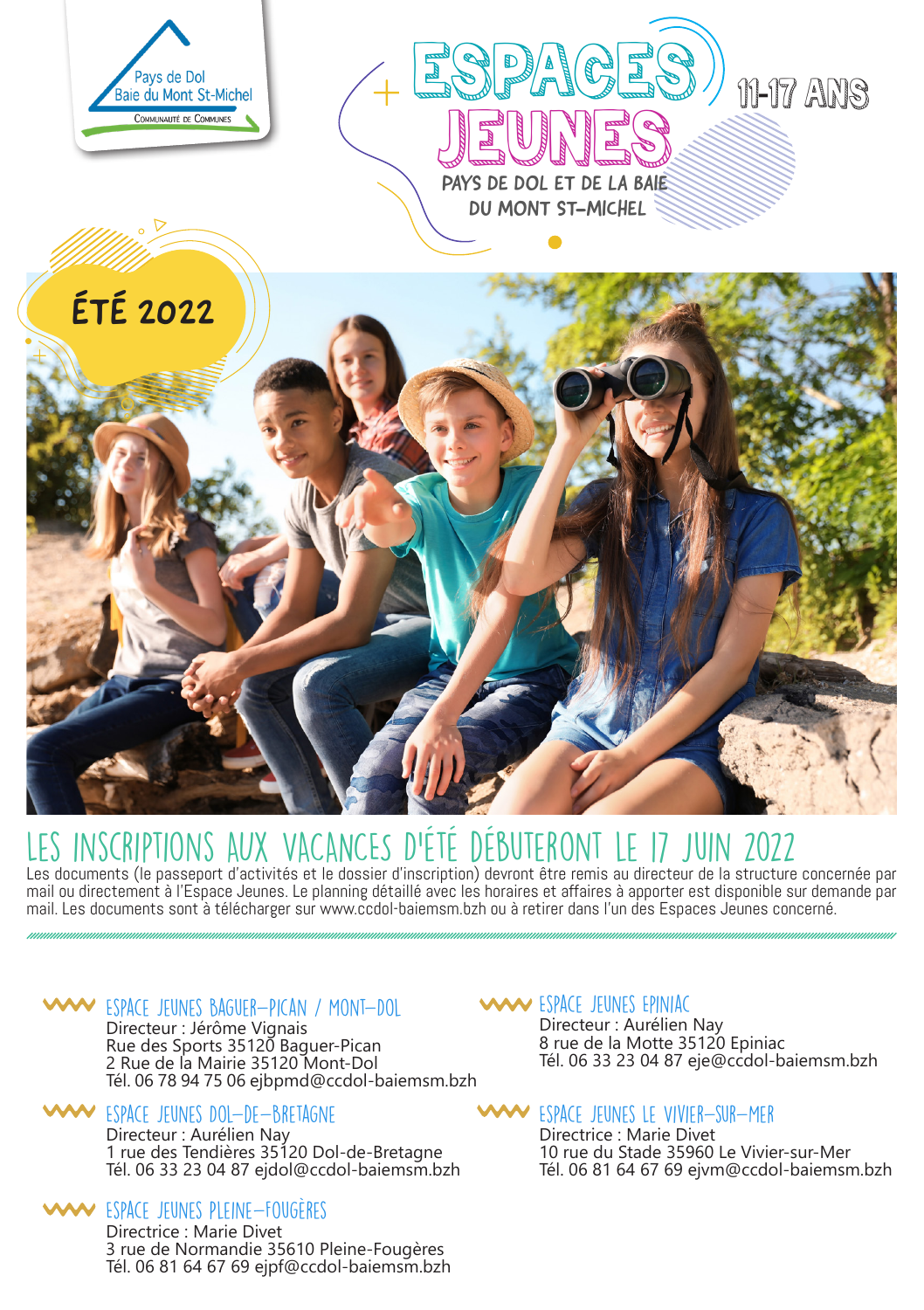Pays de Dol
Baie du Mont St-Michel
Communauté de Communes

# ESPACES JEUNES

11-17 ANS

PAYS DE DOL ET DE LA BAIE DU MONT ST-MICHEL

ÉTÉ 2022

## LES INSCRIPTIONS AUX VACANCES D'ÉTÉ DÉBUTERONT LE 17 JUIN 2022

Les documents (le passeport d'activités et le dossier d'inscription) devront être remis au directeur de la structure concernée par mail ou directement à l'Espace Jeunes. Le planning détaillé avec les horaires et affaires à apporter est disponible sur demande par mail. Les documents sont à télécharger sur www.ccdol-baiemsm.bzh ou à retirer dans l'un des Espaces Jeunes concerné.

### ESPACE JEUNES BAGUER-PICAN / MONT-DOL

Directeur : Jérôme Vignais
Rue des Sports 35120 Baguer-Pican
2 Rue de la Mairie 35120 Mont-Dol
Tél. 06 78 94 75 06 ejbpmd@ccdol-baiemsm.bzh

### ESPACE JEUNES DOL-DE-BRETAGNE

Directeur : Aurélien Nay
1 rue des Tendières 35120 Dol-de-Bretagne
Tél. 06 33 23 04 87 ejdol@ccdol-baiemsm.bzh

### ESPACE JEUNES PLEINE-FOUGÈRES

Directrice : Marie Divet
3 rue de Normandie 35610 Pleine-Fougères
Tél. 06 81 64 67 69 ejpf@ccdol-baiemsm.bzh

### ESPACE JEUNES EPINIAC

Directeur : Aurélien Nay
8 rue de la Motte 35120 Epiniac
Tél. 06 33 23 04 87 eje@ccdol-baiemsm.bzh

### ESPACE JEUNES LE VIVIER-SUR-MER

Directrice : Marie Divet
10 rue du Stade 35960 Le Vivier-sur-Mer
Tél. 06 81 64 67 69 ejvm@ccdol-baiemsm.bzh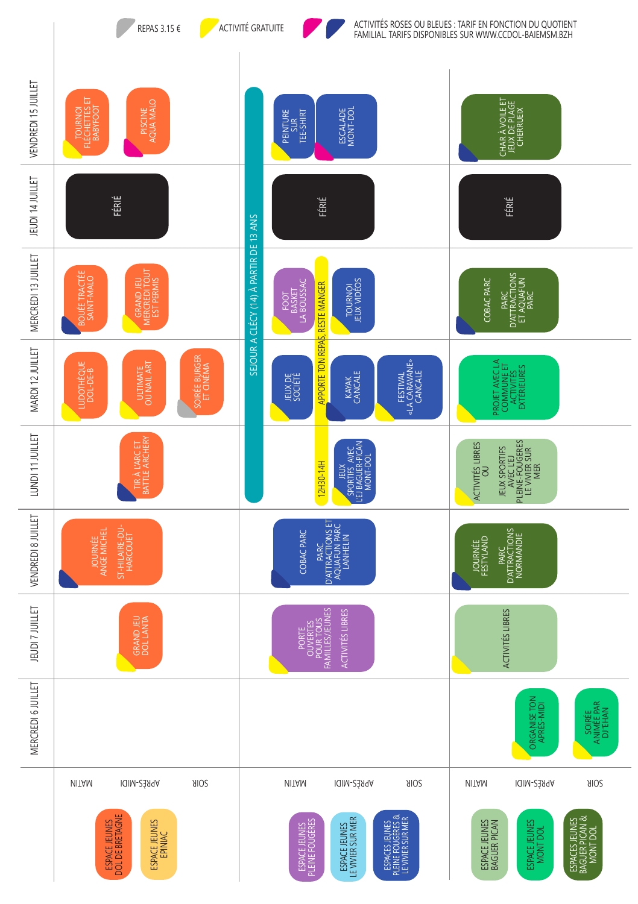REPAS 3.15 € — ACTIVITÉ GRATUITE — ACTIVITÉS ROSES OU BLEUES : TARIF EN FONCTION DU QUOTIENT FAMILIAL. TARIFS DISPONIBLES SUR WWW.CCDOL-BAIEMSM.BZH

## ESPACE JEUNES DOL DE BRETAGNE / ESPACE JEUNES EPINIAC

| | MATIN | APRÈS-MIDI | SOIR |
|---|---|---|---|
| MERCREDI 6 JUILLET | | | |
| JEUDI 7 JUILLET | | GRAND JEU DOL LANTA | |
| VENDREDI 8 JUILLET | JOURNÉE ANGE MICHEL ST-HILAIRE-DU-HARCOUET | | |
| LUNDI 11 JUILLET | | TIR À L'ARC ET BATTLE ARCHERY | |
| MARDI 12 JUILLET | LUDOTHÈQUE DOL-DE-B | ULTIMATE OU NAIL ART | SOIRÉE BURGER ET CINÉMA |
| MERCREDI 13 JUILLET | BOUÉE TRACTÉE SAINT-MALO | GRAND JEU MERCREDI TOUT EST PERMIS | |
| JEUDI 14 JUILLET | FÉRIÉ | | |
| VENDREDI 15 JUILLET | TOURNOI FLÉCHETTES ET BABYFOOT | PISCINE AQUA MALO | |

## ESPACE JEUNES PLEINE FOUGÈRES / ESPACE JEUNES LE VIVIER SUR MER / ESPACES JEUNES PLEINE FOUGÈRES & LE VIVIER SUR MER

SÉJOUR À CLÉCY (14) À PARTIR DE 13 ANS (du lundi 11 au vendredi 15 juillet)

12H30-14H APPORTE TON REPAS, RESTE MANGER (du lundi 11 au mercredi 13 juillet)

| | MATIN | APRÈS-MIDI | SOIR |
|---|---|---|---|
| MERCREDI 6 JUILLET | | | |
| JEUDI 7 JUILLET | PORTE OUVERTES POUR TOUS FAMILLES/JEUNES | ACTIVITÉS LIBRES | |
| VENDREDI 8 JUILLET | COBAC PARC PARC D'ATTRACTIONS ET AQUAFUN PARC LANHELIN | | |
| LUNDI 11 JUILLET | | JEUX SPORTIFS AVEC L'EJ BAGUER-PICAN MONT-DOL | |
| MARDI 12 JUILLET | JEUX DE SOCIÉTÉ | KAYAK CANCALE | FESTIVAL «LA CARAVANE» CANCALE |
| MERCREDI 13 JUILLET | FOOT BASKET LA BOUSSAC | TOURNOI JEUX VIDÉOS | |
| JEUDI 14 JUILLET | FÉRIÉ | | |
| VENDREDI 15 JUILLET | PEINTURE SUR TEE-SHIRT | ESCALADE MONT-DOL | |

## ESPACE JEUNES BAGUER PICAN / ESPACE JEUNES MONT DOL / ESPACES JEUNES BAGUER PICAN & MONT DOL

| | MATIN | APRÈS-MIDI | SOIR |
|---|---|---|---|
| MERCREDI 6 JUILLET | | ORGANISE TON APRÈS-MIDI | SOIRÉE ANIMÉE PAR DJ'EHAN |
| JEUDI 7 JUILLET | ACTIVITÉS LIBRES | | |
| VENDREDI 8 JUILLET | JOURNÉE FESTYLAND PARC D'ATTRACTIONS NORMANDIE | | |
| LUNDI 11 JUILLET | ACTIVITÉS LIBRES OU JEUX SPORTIFS AVEC L'EJ PLEINE-FOUGÈRES LE VIVIER SUR MER | | |
| MARDI 12 JUILLET | PROJET AVEC LA COMMUNE ET ACTIVITÉS EXTÉRIEURES | | |
| MERCREDI 13 JUILLET | COBAC PARC PARC D'ATTRACTIONS ET AQUAFUN PARC | | |
| JEUDI 14 JUILLET | FÉRIÉ | | |
| VENDREDI 15 JUILLET | CHAR À VOILE ET JEUX DE PLAGE CHERRUEIX | | |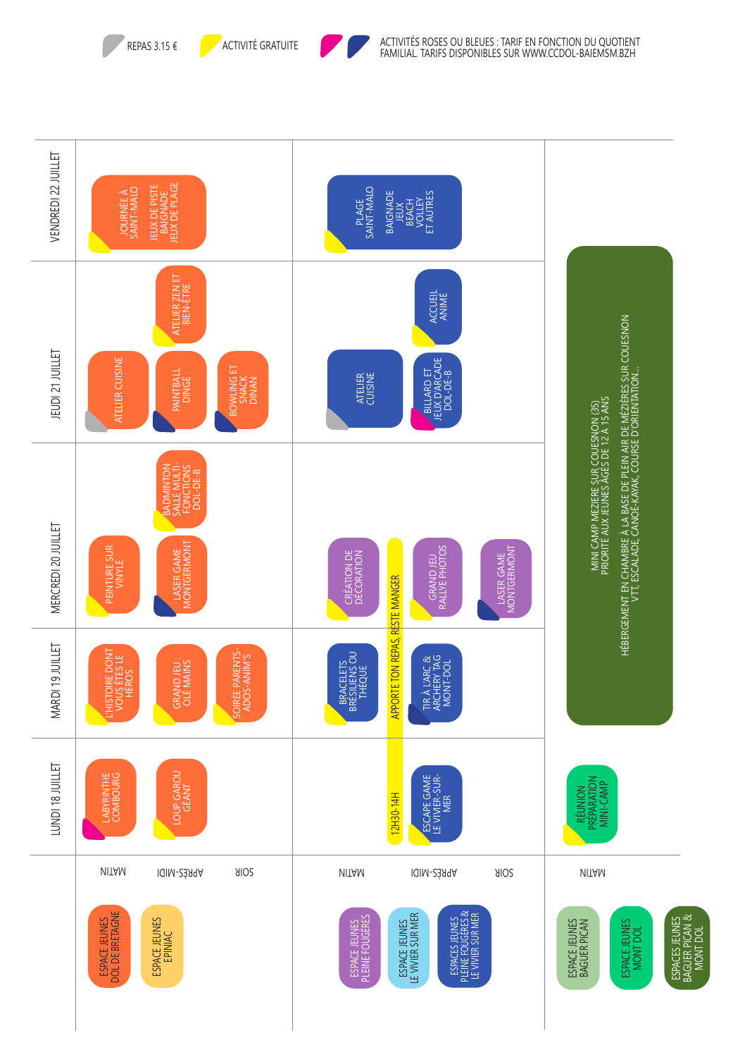REPAS 3.15 € — ACTIVITÉ GRATUITE — ACTIVITÉS ROSES OU BLEUES : TARIF EN FONCTION DU QUOTIENT FAMILIAL. TARIFS DISPONIBLES SUR WWW.CCDOL-BAIEMSM.BZH

## ESPACE JEUNES DOL DE BRETAGNE / ESPACE JEUNES EPINIAC

| | LUNDI 18 JUILLET | MARDI 19 JUILLET | MERCREDI 20 JUILLET | JEUDI 21 JUILLET | VENDREDI 22 JUILLET |
|---|---|---|---|---|---|
| MATIN | LABYRINTHE COMBOURG | L'HISTOIRE DONT VOUS ÊTES LE HÉROS | PEINTURE SUR VINYLE | ATELIER CUISINE | JOURNÉE À SAINT-MALO – JEUX DE PISTE, BAIGNADE, JEUX DE PLAGE |
| APRÈS-MIDI | LOUP GAROU GÉANT | GRAND JEU : OLÉ MAINS | LASER GAME MONTGERMONT / BADMINTON SALLE MULTI-FONCTIONS DOL-DE-B | PAINTBALL DINGÉ / ATELIER ZEN ET BIEN-ÊTRE | |
| SOIR | | SOIRÉE PARENTS-ADOS-ANIM'S | | BOWLING ET SNACK DINAN | |

## ESPACE JEUNES PLEINE FOUGÈRES / ESPACE JEUNES LE VIVIER SUR MER / ESPACES JEUNES PLEINE FOUGÈRES & LE VIVIER SUR MER

| | LUNDI 18 JUILLET | MARDI 19 JUILLET | MERCREDI 20 JUILLET | JEUDI 21 JUILLET | VENDREDI 22 JUILLET |
|---|---|---|---|---|---|
| MATIN | | BRACELETS BRÉSILIENS OU THÈQUE | CRÉATION DE DÉCORATION | ATELIER CUISINE | PLAGE SAINT-MALO – BAIGNADE, JEUX, BEACH VOLLEY ET AUTRES |
| 12H30-14H | APPORTE TON REPAS, RESTE MANGER | | | | |
| APRÈS-MIDI | ESCAPE GAME LE VIVIER-SUR-MER | TIR À L'ARC & ARCHERY TAG MONT-DOL | GRAND JEU RALLYE PHOTOS | BILLARD ET JEUX D'ARCADE DOL-DE-B / ACCUEIL ANIMÉ | |
| SOIR | | | LASER GAME MONTGERMONT | | |

## ESPACE JEUNES BAGUER PICAN / ESPACE JEUNES MONT DOL / ESPACES JEUNES BAGUER PICAN & MONT DOL

| | LUNDI 18 JUILLET | MARDI 19 – VENDREDI 22 JUILLET |
|---|---|---|
| MATIN | RÉUNION PRÉPARATION MINI-CAMP | MINI CAMP MEZIERE SUR COUESNON (35) PRIORITÉ AUX JEUNES ÂGÉS DE 12 À 15 ANS. HÉBERGEMENT EN CHAMBRE À LA BASE DE PLEIN AIR DE MÉZIÈRES SUR COUESNON. VTT, ESCALADE, CANOË-KAYAK, COURSE D'ORIENTATION... |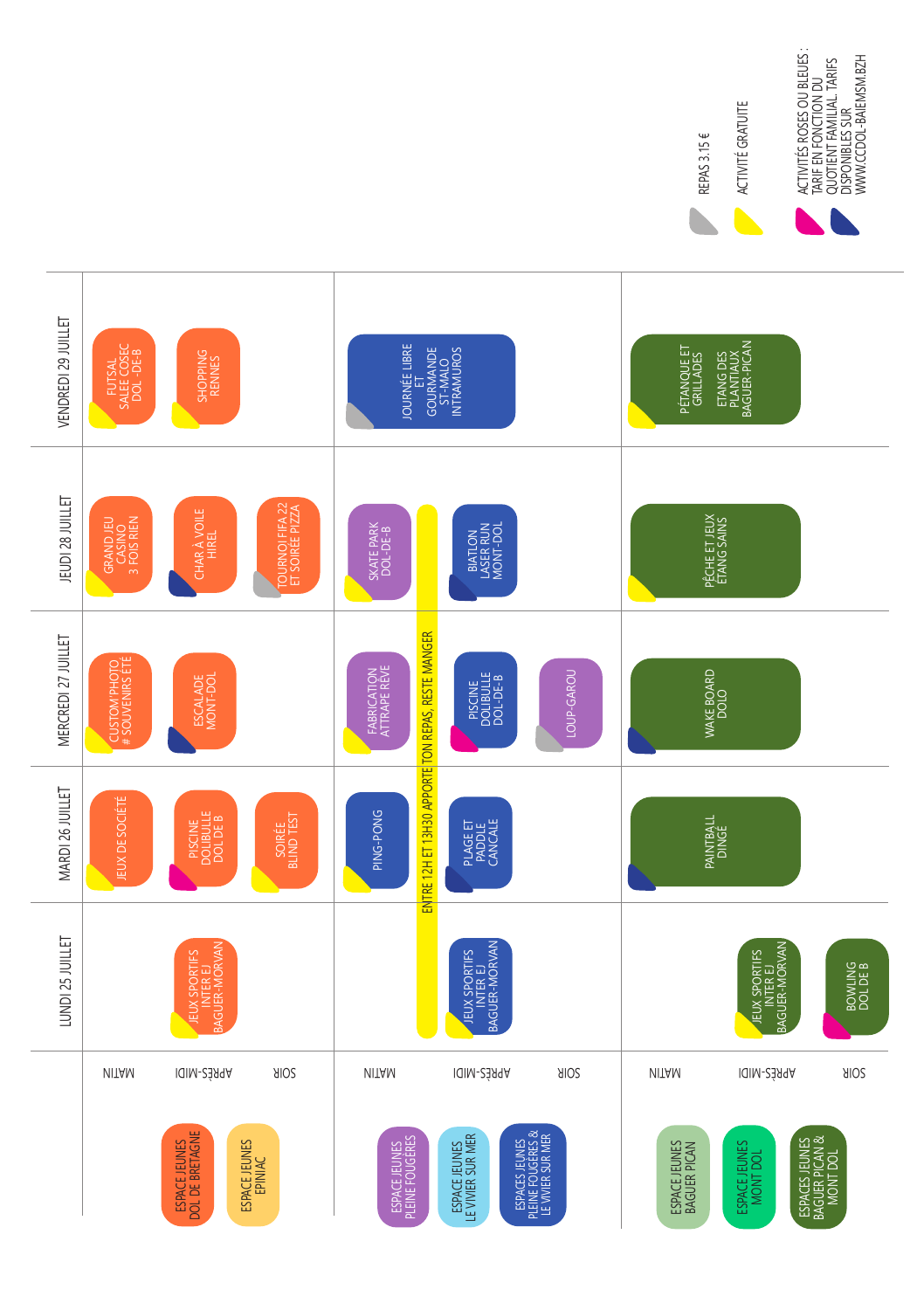**Légende :**

- REPAS 3.15 €
- ACTIVITÉ GRATUITE
- ACTIVITÉS ROSES OU BLEUES : TARIF EN FONCTION DU QUOTIENT FAMILIAL. TARIFS DISPONIBLES SUR WWW.CCDOL-BAIEMSM.BZH

**ESPACE JEUNES DOL DE BRETAGNE / ESPACE JEUNES EPINIAC**

| | LUNDI 25 JUILLET | MARDI 26 JUILLET | MERCREDI 27 JUILLET | JEUDI 28 JUILLET | VENDREDI 29 JUILLET |
|---|---|---|---|---|---|
| MATIN | | JEUX DE SOCIÉTÉ | CUSTOM PHOTO # SOUVENIRS ÉTÉ | GRAND JEU CASINO 3 FOIS RIEN | FUTSAL SALLE COSEC DOL -DE-B |
| APRÈS-MIDI | JEUX SPORTIFS INTER EJ BAGUER-MORVAN | PISCINE DOLIBULLE DOL DE B | ESCALADE MONT-DOL | CHAR À VOILE HIREL | SHOPPING RENNES |
| SOIR | | SOIRÉE BLIND TEST | | TOURNOI FIFA 22 ET SOIRÉE PIZZA | |

**ESPACE JEUNES PLEINE FOUGÈRES / ESPACE JEUNES LE VIVIER SUR MER / ESPACES JEUNES PLEINE FOUGÈRES & LE VIVIER SUR MER**

ENTRE 12H ET 13H30 APPORTE TON REPAS, RESTE MANGER

| | LUNDI 25 JUILLET | MARDI 26 JUILLET | MERCREDI 27 JUILLET | JEUDI 28 JUILLET | VENDREDI 29 JUILLET |
|---|---|---|---|---|---|
| MATIN | | PING-PONG | FABRICATION ATTRAPE RÊVE | SKATE PARK DOL-DE-B | JOURNÉE LIBRE ET GOURMANDE ST-MALO INTRAMUROS |
| APRÈS-MIDI | JEUX SPORTIFS INTER EJ BAGUER-MORVAN | PLAGE ET PADDLE CANCALE | PISCINE DOLIBULLE DOL-DE-B | BIATLON LASER RUN MONT-DOL | |
| SOIR | | | LOUP-GAROU | | |

**ESPACE JEUNES BAGUER PICAN / ESPACE JEUNES MONT DOL / ESPACES JEUNES BAGUER PICAN & MONT DOL**

| | LUNDI 25 JUILLET | MARDI 26 JUILLET | MERCREDI 27 JUILLET | JEUDI 28 JUILLET | VENDREDI 29 JUILLET |
|---|---|---|---|---|---|
| MATIN | | PAINTBALL DINGÉ | WAKE BOARD DOLO | PÊCHE ET JEUX ETANG SAINS | PÉTANQUE ET GRILLADES ETANG DES PLANTIAUX BAGUER-PICAN |
| APRÈS-MIDI | JEUX SPORTIFS INTER EJ BAGUER-MORVAN | | | | |
| SOIR | BOWLING DOL DE B | | | | |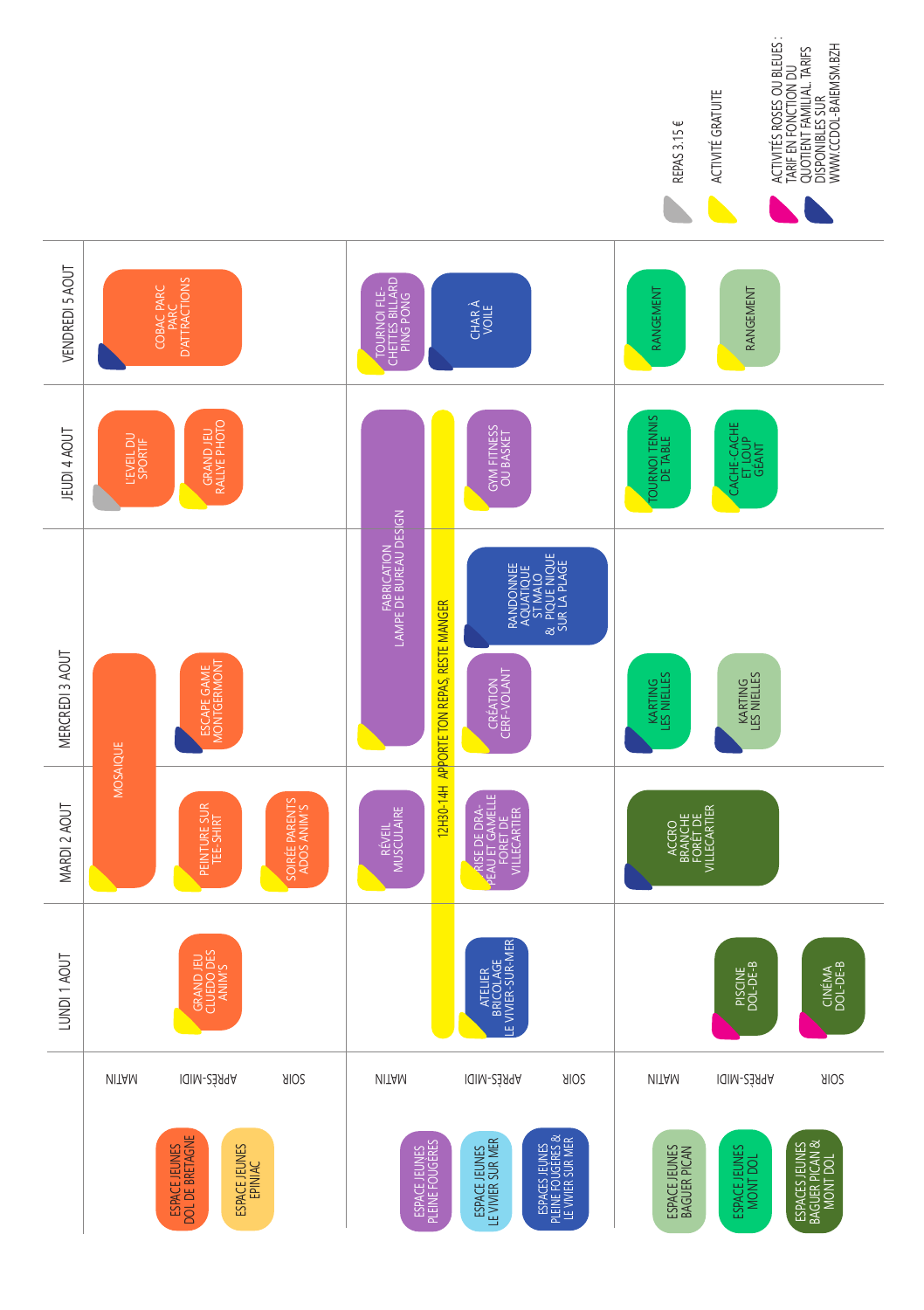# Planning Espaces Jeunes — du lundi 1 août au vendredi 5 août

## Espace Jeunes Dol de Bretagne / Espace Jeunes Epiniac

| | LUNDI 1 AOUT | MARDI 2 AOUT | MERCREDI 3 AOUT | JEUDI 4 AOUT | VENDREDI 5 AOUT |
|---|---|---|---|---|---|
| MATIN | | MOSAIQUE | MOSAIQUE | L'EVEIL DU SPORTIF | COBAC PARC PARC D'ATTRACTIONS |
| APRÈS-MIDI | GRAND JEU CLUEDO DES ANIM'S | PEINTURE SUR TEE-SHIRT | ESCAPE GAME MONTGERMONT | GRAND JEU RALLYE PHOTO | |
| SOIR | | SOIRÉE PARENTS ADOS ANIM'S | | | |

## Espace Jeunes Pleine Fougères / Espace Jeunes Le Vivier sur Mer / Espaces Jeunes Pleine Fougères & Le Vivier sur Mer

| | LUNDI 1 AOUT | MARDI 2 AOUT | MERCREDI 3 AOUT | JEUDI 4 AOUT | VENDREDI 5 AOUT |
|---|---|---|---|---|---|
| MATIN | | RÉVEIL MUSCULAIRE | FABRICATION LAMPE DE BUREAU DESIGN | FABRICATION LAMPE DE BUREAU DESIGN | TOURNOI FLECHETTES BILLARD PING PONG |
| APRÈS-MIDI | ATELIER BRICOLAGE LE VIVIER-SUR-MER | PRISE DE DRAPEAU ET GAMELLE FORET DE VILLECARTIER | CRÉATION CERF-VOLANT | GYM FITNESS OU BASKET | CHAR À VOILE |
| SOIR | | | RANDONNEE AQUATIQUE ST MALO & PIQUE NIQUE SUR LA PLAGE | | |

12H30-14H APPORTE TON REPAS, RESTE MANGER

## Espace Jeunes Baguer Pican / Espace Jeunes Mont Dol / Espaces Jeunes Baguer Pican & Mont Dol

| | LUNDI 1 AOUT | MARDI 2 AOUT | MERCREDI 3 AOUT | JEUDI 4 AOUT | VENDREDI 5 AOUT |
|---|---|---|---|---|---|
| MATIN | | ACCRO BRANCHE FORET DE VILLECARTIER | KARTING LES NIELLES | TOURNOI TENNIS DE TABLE | RANGEMENT |
| APRÈS-MIDI | PISCINE DOL-DE-B | ACCRO BRANCHE FORET DE VILLECARTIER | KARTING LES NIELLES | CACHE-CACHE ET LOUP GÉANT | RANGEMENT |
| SOIR | CINÉMA DOL-DE-B | | | | |

## Légende

- REPAS 3.15 €
- ACTIVITÉ GRATUITE
- ACTIVITÉS ROSES OU BLEUES : TARIF EN FONCTION DU QUOTIENT FAMILIAL. TARIFS DISPONIBLES SUR WWW.CCDOL-BAIEMSM.BZH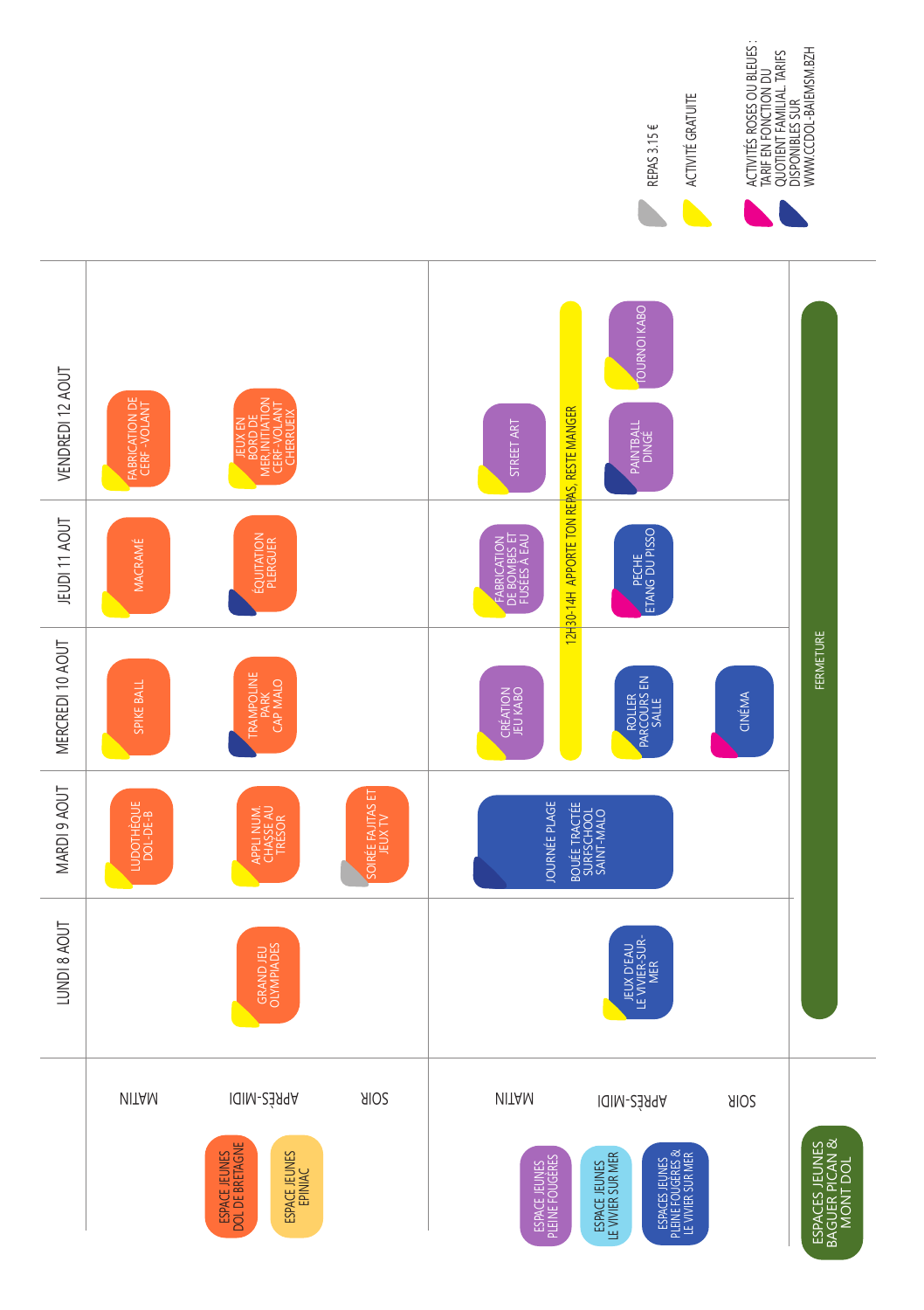**Légende des espaces :**
- ESPACE JEUNES DOL DE BRETAGNE
- ESPACE JEUNES EPINIAC
- ESPACE JEUNES PLEINE FOUGÈRES
- ESPACE JEUNES LE VIVIER SUR MER
- ESPACES JEUNES PLEINE FOUGÈRES & LE VIVIER SUR MER
- ESPACES JEUNES BAGUER PICAN & MONT DOL

**Espaces Jeunes Dol de Bretagne et Epiniac**

| | LUNDI 8 AOUT | MARDI 9 AOUT | MERCREDI 10 AOUT | JEUDI 11 AOUT | VENDREDI 12 AOUT |
|---|---|---|---|---|---|
| MATIN | | LUDOTHÈQUE DOL-DE-B | SPIKE BALL | MACRAMÉ | FABRICATION DE CERF-VOLANT |
| APRÈS-MIDI | GRAND JEU OLYMPIADES | APPLI NUM CHASSE AU TRÉSOR | TRAMPOLINE PARK CAP MALO | ÉQUITATION PLERGUER | JEUX EN BORD DE MER INITIATION CERF-VOLANT CHERRUEIX |
| SOIR | | SOIRÉE FAJITAS ET JEUX TV | | | |

**Espaces Jeunes Pleine Fougères et Le Vivier sur Mer**

| | LUNDI 8 AOUT | MARDI 9 AOUT | MERCREDI 10 AOUT | JEUDI 11 AOUT | VENDREDI 12 AOUT |
|---|---|---|---|---|---|
| MATIN | | JOURNÉE PLAGE BOUÉE TRACTÉE SURFSCHOOL SAINT-MALO | CRÉATION JEU KABO | FABRICATION DE BOMBES ET FUSÉES À EAU | STREET ART |
| 12H30-14H | | | APPORTE TON REPAS, RESTE MANGER | APPORTE TON REPAS, RESTE MANGER | APPORTE TON REPAS, RESTE MANGER |
| APRÈS-MIDI | JEUX D'EAU LE VIVIER-SUR-MER | (JOURNÉE PLAGE) | ROLLER PARCOURS EN SALLE | PECHE ETANG DU PISSO | PAINTBALL DINGÉ / TOURNOI KABO |
| SOIR | | | CINÉMA | | |

**Espaces Jeunes Baguer Pican & Mont Dol**

| LUNDI 8 AOUT | MARDI 9 AOUT | MERCREDI 10 AOUT | JEUDI 11 AOUT | VENDREDI 12 AOUT |
|---|---|---|---|---|
| FERMETURE | FERMETURE | FERMETURE | FERMETURE | FERMETURE |

- REPAS 3.15 €
- ACTIVITÉ GRATUITE
- ACTIVITÉS ROSES OU BLEUES : TARIF EN FONCTION DU QUOTIENT FAMILIAL. TARIFS DISPONIBLES SUR WWW.CCDOL-BAIEMSM.BZH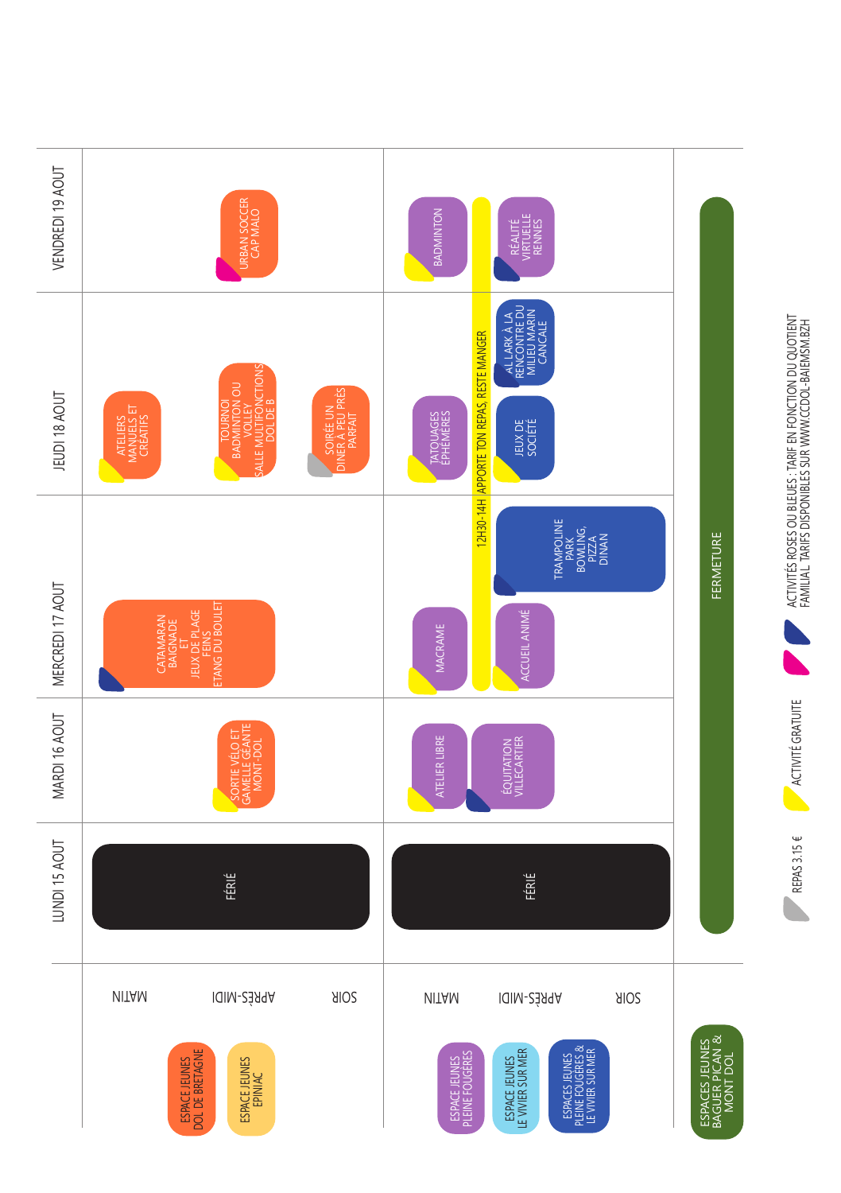| | | LUNDI 15 AOUT | MARDI 16 AOUT | MERCREDI 17 AOUT | JEUDI 18 AOUT | VENDREDI 19 AOUT |
|---|---|---|---|---|---|---|
| ESPACE JEUNES DOL DE BRETAGNE / ESPACE JEUNES EPINIAC | MATIN | FÉRIÉ | | CATAMARAN BAIGNADE ET JEUX DE PLAGE FEINS ETANG DU BOULET | ATELIERS MANUELS ET CRÉATIFS | |
| | APRÈS-MIDI | FÉRIÉ | SORTIE VÉLO ET GAMELLE GÉANTE MONT-DOL | CATAMARAN BAIGNADE ET JEUX DE PLAGE FEINS ETANG DU BOULET | TOURNOI BADMINTON OU VOLLEY SALLE MULTIFONCTIONS DOL DE B | URBAN SOCCER CAP MALO |
| | SOIR | FÉRIÉ | | | SOIRÉE UN DINER À PEU PRÈS PARFAIT | |
| ESPACE JEUNES PLEINE FOUGÈRES / ESPACE JEUNES LE VIVIER SUR MER / ESPACES JEUNES PLEINE FOUGÈRES & LE VIVIER SUR MER | MATIN | FÉRIÉ | ATELIER LIBRE | MACRAME | TATOUAGES ÉPHÉMÈRES | BADMINTON |
| | 12H30-14H | FÉRIÉ | | APPORTE TON REPAS, RESTE MANGER | APPORTE TON REPAS, RESTE MANGER | APPORTE TON REPAS, RESTE MANGER |
| | APRÈS-MIDI | FÉRIÉ | ÉQUITATION VILLECARTIER | ACCUEIL ANIMÉ / TRAMPOLINE PARK BOWLING, PIZZA DINAN | JEUX DE SOCIÉTÉ / AL LARK À LA RENCONTRE DU MILIEU MARIN CANCALE | RÉALITÉ VIRTUELLE RENNES |
| | SOIR | FÉRIÉ | | TRAMPOLINE PARK BOWLING, PIZZA DINAN | | |
| ESPACES JEUNES BAGUER PICAN & MONT DOL | | FERMETURE | FERMETURE | FERMETURE | FERMETURE | FERMETURE |

REPAS 3.15 €

ACTIVITÉ GRATUITE

ACTIVITÉS ROSES OU BLEUES : TARIF EN FONCTION DU QUOTIENT FAMILIAL. TARIFS DISPONIBLES SUR WWW.CCDOL-BAIEMSM.BZH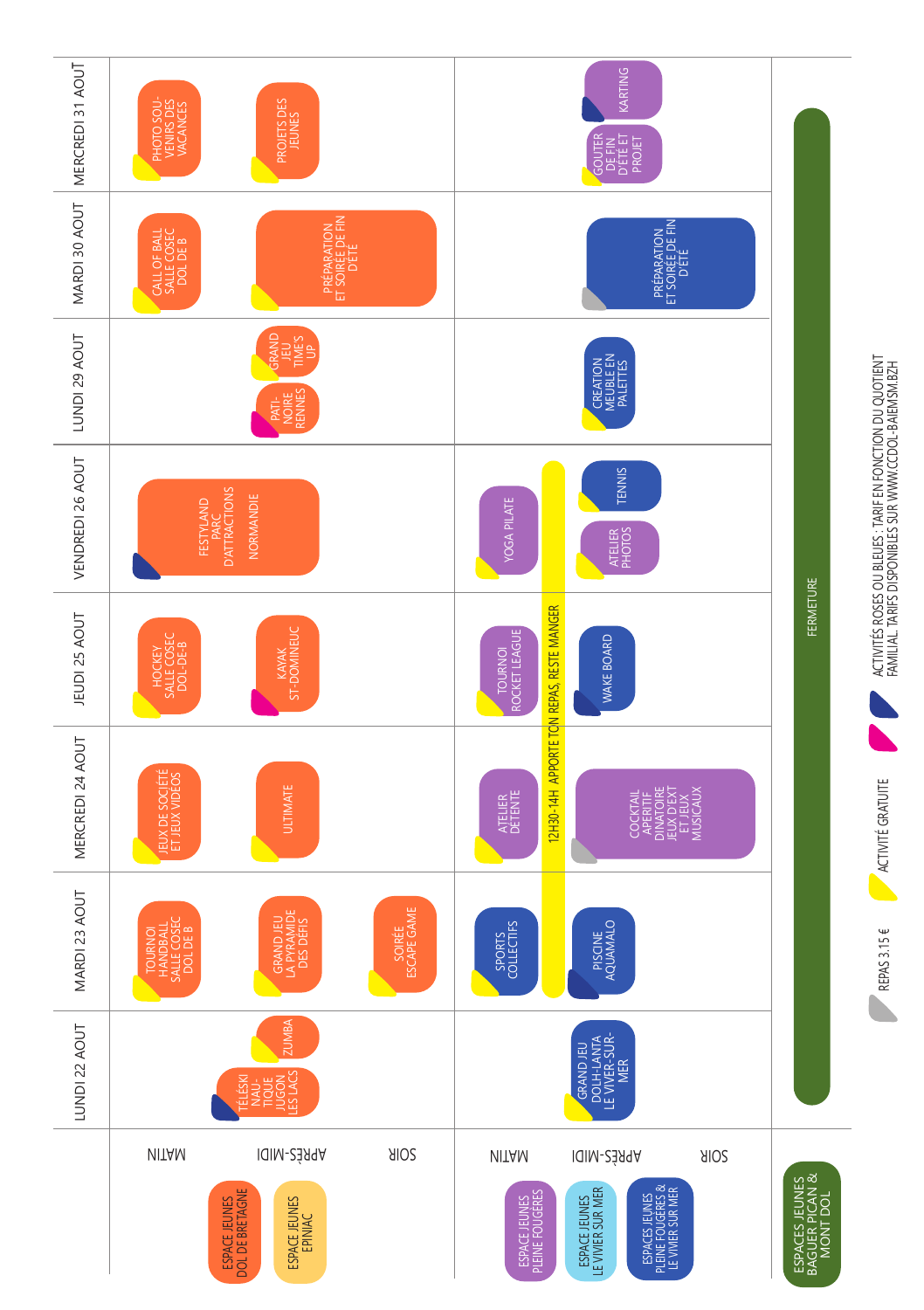| | | LUNDI 22 AOUT | MARDI 23 AOUT | MERCREDI 24 AOUT | JEUDI 25 AOUT | VENDREDI 26 AOUT | LUNDI 29 AOUT | MARDI 30 AOUT | MERCREDI 31 AOUT |
|---|---|---|---|---|---|---|---|---|---|
| ESPACE JEUNES DOL DE BRETAGNE / ESPACE JEUNES EPINIAC | MATIN | | TOURNOI HANDBALL SALLE COSEC DOL DE B | JEUX DE SOCIÉTÉ ET JEUX VIDÉOS | HOCKEY SALLE COSEC DOL-DE-B | FESTYLAND PARC D'ATTRACTIONS NORMANDIE | | CALL OF BALL SALLE COSEC DOL DE B | PHOTO SOUVENIRS DES VACANCES |
| | APRÈS-MIDI | TÉLÉSKI NAUTIQUE JUGON LES LACS / ZUMBA | GRAND JEU LA PYRAMIDE DES DÉFIS | ULTIMATE | KAYAK ST-DOMINEUC | FESTYLAND PARC D'ATTRACTIONS NORMANDIE | PATINOIRE RENNES / GRAND JEU TIME'S UP | PRÉPARATION ET SOIRÉE DE FIN D'ÉTÉ | PROJETS DES JEUNES |
| | SOIR | | SOIRÉE ESCAPE GAME | | | | | PRÉPARATION ET SOIRÉE DE FIN D'ÉTÉ | |
| ESPACE JEUNES PLEINE FOUGÈRES / ESPACE JEUNES LE VIVIER SUR MER / ESPACES JEUNES PLEINE FOUGÈRES & LE VIVIER SUR MER | MATIN | | SPORTS COLLECTIFS | ATELIER DÉTENTE | TOURNOI ROCKET LEAGUE | YOGA PILATE | | | |
| | 12H30-14H | | 12H30-14H APPORTE TON REPAS, RESTE MANGER | 12H30-14H APPORTE TON REPAS, RESTE MANGER | 12H30-14H APPORTE TON REPAS, RESTE MANGER | 12H30-14H APPORTE TON REPAS, RESTE MANGER | | | |
| | APRÈS-MIDI | GRAND JEU DOLH-LANTA LE VIVIER-SUR-MER | PISCINE AQUAMALO | COCKTAIL APERITIF DÎNATOIRE JEUX D'EXT ET JEUX MUSICAUX | WAKE BOARD | ATELIER PHOTOS / TENNIS | CREATION MEUBLE EN PALETTES | PRÉPARATION ET SOIRÉE DE FIN D'ÉTÉ | GOUTER DE FIN D'ÉTÉ ET PROJET / KARTING |
| | SOIR | | | COCKTAIL APERITIF DÎNATOIRE JEUX D'EXT ET JEUX MUSICAUX | | | | PRÉPARATION ET SOIRÉE DE FIN D'ÉTÉ | |
| ESPACES JEUNES BAGUER PICAN & MONT DOL | | FERMETURE | FERMETURE | FERMETURE | FERMETURE | FERMETURE | FERMETURE | FERMETURE | FERMETURE |

REPAS 3.15 €

ACTIVITÉ GRATUITE

ACTIVITÉS ROSES OU BLEUES : TARIF EN FONCTION DU QUOTIENT FAMILIAL. TARIFS DISPONIBLES SUR WWW.CCDOL-BAIEMSM.BZH